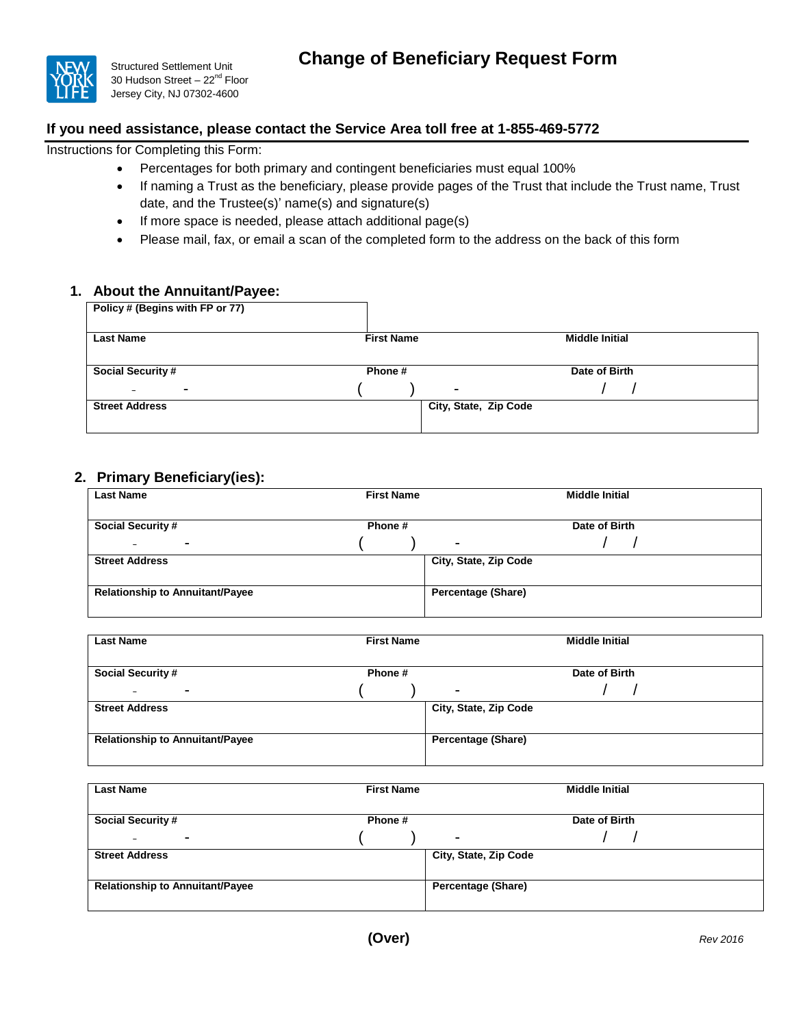Structured Settlement Unit
30 Hudson Street – 22nd Floor
Jersey City, NJ 07302-4600

# Change of Beneficiary Request Form

## If you need assistance, please contact the Service Area toll free at 1-855-469-5772

Instructions for Completing this Form:

- Percentages for both primary and contingent beneficiaries must equal 100%
- If naming a Trust as the beneficiary, please provide pages of the Trust that include the Trust name, Trust date, and the Trustee(s)' name(s) and signature(s)
- If more space is needed, please attach additional page(s)
- Please mail, fax, or email a scan of the completed form to the address on the back of this form

### 1. About the Annuitant/Payee:

| **Policy # (Begins with FP or 77)** | | |
|---|---|---|
| **Last Name** | **First Name** | **Middle Initial** |
| **Social Security #** - - | **Phone #** ( ) - | **Date of Birth** / / |
| **Street Address** | **City, State, Zip Code** | |

### 2. Primary Beneficiary(ies):

| **Last Name** | **First Name** | **Middle Initial** |
|---|---|---|
| **Social Security #** - - | **Phone #** ( ) - | **Date of Birth** / / |
| **Street Address** | **City, State, Zip Code** | |
| **Relationship to Annuitant/Payee** | **Percentage (Share)** | |

| **Last Name** | **First Name** | **Middle Initial** |
|---|---|---|
| **Social Security #** - - | **Phone #** ( ) - | **Date of Birth** / / |
| **Street Address** | **City, State, Zip Code** | |
| **Relationship to Annuitant/Payee** | **Percentage (Share)** | |

| **Last Name** | **First Name** | **Middle Initial** |
|---|---|---|
| **Social Security #** - - | **Phone #** ( ) - | **Date of Birth** / / |
| **Street Address** | **City, State, Zip Code** | |
| **Relationship to Annuitant/Payee** | **Percentage (Share)** | |

**(Over)**

*Rev 2016*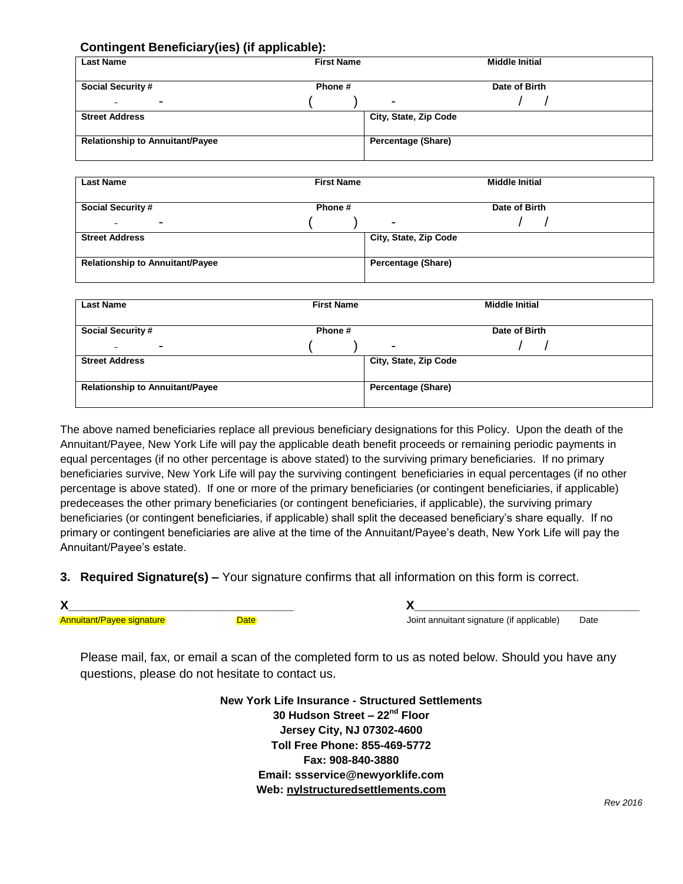### Contingent Beneficiary(ies) (if applicable):

| Last Name | First Name | Middle Initial |
|---|---|---|
| **Social Security #** - - | **Phone #** ( ) - | **Date of Birth** / / |
| **Street Address** | **City, State, Zip Code** | |
| **Relationship to Annuitant/Payee** | **Percentage (Share)** | |

| Last Name | First Name | Middle Initial |
|---|---|---|
| **Social Security #** - - | **Phone #** ( ) - | **Date of Birth** / / |
| **Street Address** | **City, State, Zip Code** | |
| **Relationship to Annuitant/Payee** | **Percentage (Share)** | |

| Last Name | First Name | Middle Initial |
|---|---|---|
| **Social Security #** - - | **Phone #** ( ) - | **Date of Birth** / / |
| **Street Address** | **City, State, Zip Code** | |
| **Relationship to Annuitant/Payee** | **Percentage (Share)** | |

The above named beneficiaries replace all previous beneficiary designations for this Policy. Upon the death of the Annuitant/Payee, New York Life will pay the applicable death benefit proceeds or remaining periodic payments in equal percentages (if no other percentage is above stated) to the surviving primary beneficiaries. If no primary beneficiaries survive, New York Life will pay the surviving contingent beneficiaries in equal percentages (if no other percentage is above stated). If one or more of the primary beneficiaries (or contingent beneficiaries, if applicable) predeceases the other primary beneficiaries (or contingent beneficiaries, if applicable), the surviving primary beneficiaries (or contingent beneficiaries, if applicable) shall split the deceased beneficiary's share equally. If no primary or contingent beneficiaries are alive at the time of the Annuitant/Payee's death, New York Life will pay the Annuitant/Payee's estate.

**3. Required Signature(s) –** Your signature confirms that all information on this form is correct.

X___________________________________ X___________________________________

Annuitant/Payee signature Date Joint annuitant signature (if applicable) Date

Please mail, fax, or email a scan of the completed form to us as noted below. Should you have any questions, please do not hesitate to contact us.

**New York Life Insurance - Structured Settlements**
**30 Hudson Street – 22nd Floor**
**Jersey City, NJ 07302-4600**
**Toll Free Phone: 855-469-5772**
**Fax: 908-840-3880**
**Email: ssservice@newyorklife.com**
**Web: nylstructuredsettlements.com**

*Rev 2016*